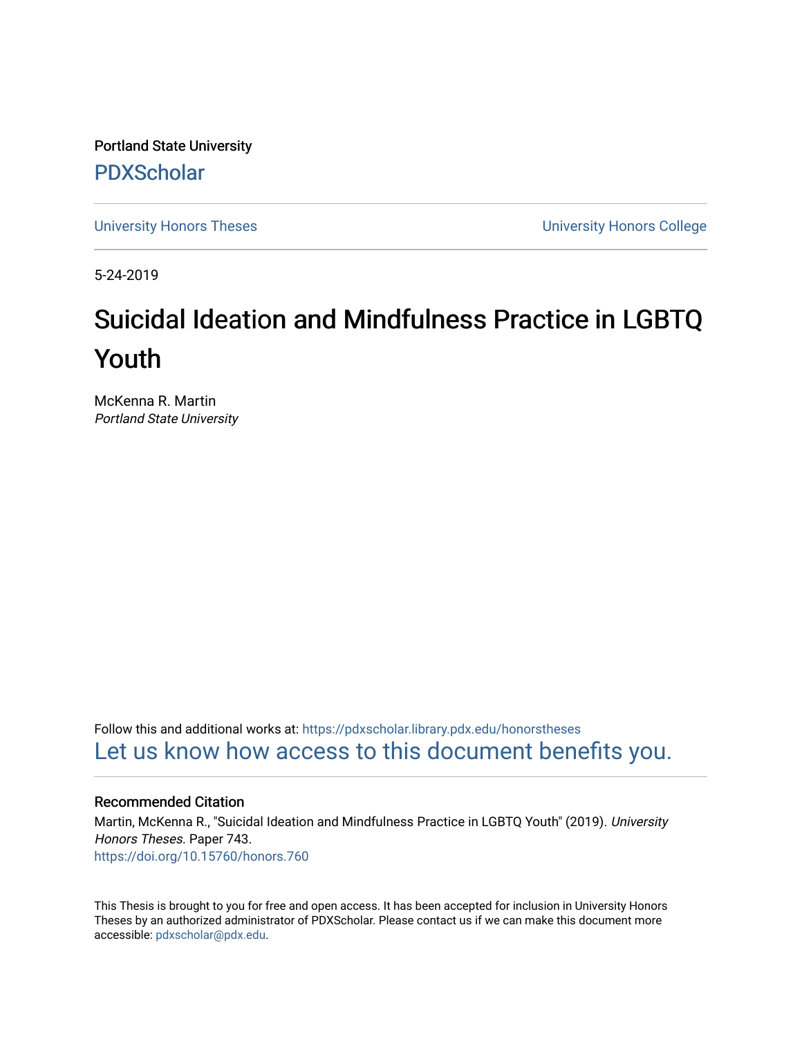Portland State University

PDXScholar

University Honors Theses | University Honors College

5-24-2019

# Suicidal Ideation and Mindfulness Practice in LGBTQ Youth

McKenna R. Martin
*Portland State University*

Follow this and additional works at: https://pdxscholar.library.pdx.edu/honorstheses

Let us know how access to this document benefits you.

## Recommended Citation

Martin, McKenna R., "Suicidal Ideation and Mindfulness Practice in LGBTQ Youth" (2019). *University Honors Theses.* Paper 743.
https://doi.org/10.15760/honors.760

This Thesis is brought to you for free and open access. It has been accepted for inclusion in University Honors Theses by an authorized administrator of PDXScholar. Please contact us if we can make this document more accessible: pdxscholar@pdx.edu.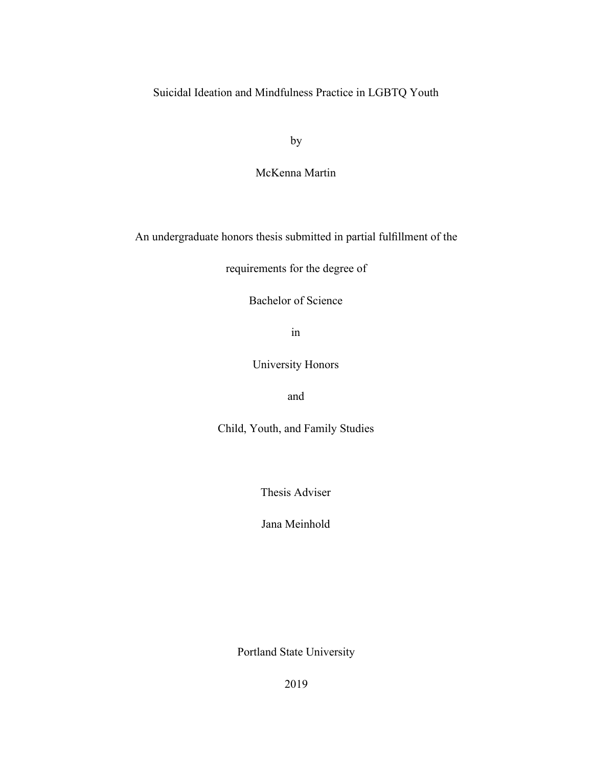# Suicidal Ideation and Mindfulness Practice in LGBTQ Youth

by

McKenna Martin

An undergraduate honors thesis submitted in partial fulfillment of the

requirements for the degree of

Bachelor of Science

in

University Honors

and

Child, Youth, and Family Studies

Thesis Adviser

Jana Meinhold

Portland State University

2019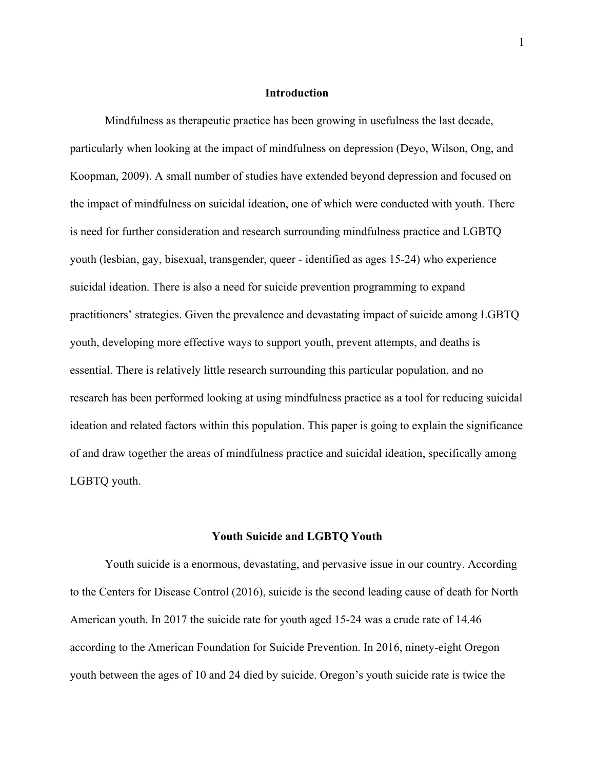## Introduction

Mindfulness as therapeutic practice has been growing in usefulness the last decade, particularly when looking at the impact of mindfulness on depression (Deyo, Wilson, Ong, and Koopman, 2009). A small number of studies have extended beyond depression and focused on the impact of mindfulness on suicidal ideation, one of which were conducted with youth. There is need for further consideration and research surrounding mindfulness practice and LGBTQ youth (lesbian, gay, bisexual, transgender, queer - identified as ages 15-24) who experience suicidal ideation. There is also a need for suicide prevention programming to expand practitioners' strategies. Given the prevalence and devastating impact of suicide among LGBTQ youth, developing more effective ways to support youth, prevent attempts, and deaths is essential. There is relatively little research surrounding this particular population, and no research has been performed looking at using mindfulness practice as a tool for reducing suicidal ideation and related factors within this population. This paper is going to explain the significance of and draw together the areas of mindfulness practice and suicidal ideation, specifically among LGBTQ youth.

## Youth Suicide and LGBTQ Youth

Youth suicide is a enormous, devastating, and pervasive issue in our country. According to the Centers for Disease Control (2016), suicide is the second leading cause of death for North American youth. In 2017 the suicide rate for youth aged 15-24 was a crude rate of 14.46 according to the American Foundation for Suicide Prevention. In 2016, ninety-eight Oregon youth between the ages of 10 and 24 died by suicide. Oregon's youth suicide rate is twice the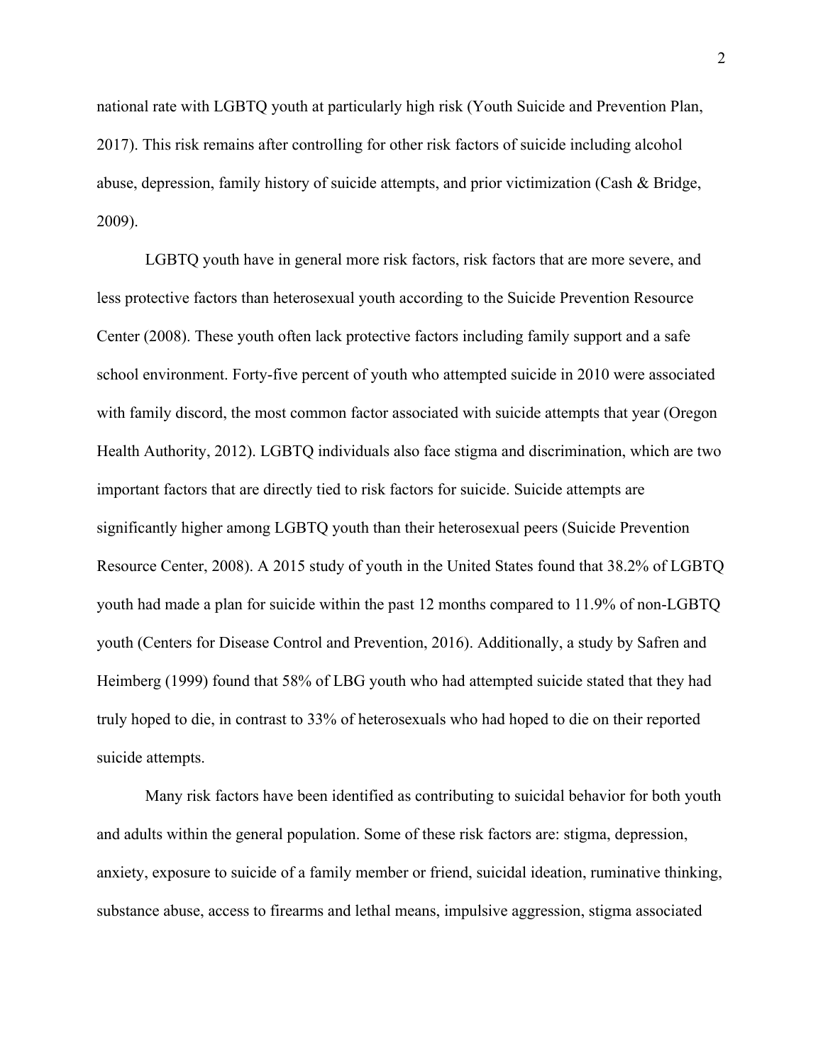national rate with LGBTQ youth at particularly high risk (Youth Suicide and Prevention Plan, 2017). This risk remains after controlling for other risk factors of suicide including alcohol abuse, depression, family history of suicide attempts, and prior victimization (Cash & Bridge, 2009).

LGBTQ youth have in general more risk factors, risk factors that are more severe, and less protective factors than heterosexual youth according to the Suicide Prevention Resource Center (2008). These youth often lack protective factors including family support and a safe school environment. Forty-five percent of youth who attempted suicide in 2010 were associated with family discord, the most common factor associated with suicide attempts that year (Oregon Health Authority, 2012). LGBTQ individuals also face stigma and discrimination, which are two important factors that are directly tied to risk factors for suicide. Suicide attempts are significantly higher among LGBTQ youth than their heterosexual peers (Suicide Prevention Resource Center, 2008). A 2015 study of youth in the United States found that 38.2% of LGBTQ youth had made a plan for suicide within the past 12 months compared to 11.9% of non-LGBTQ youth (Centers for Disease Control and Prevention, 2016). Additionally, a study by Safren and Heimberg (1999) found that 58% of LBG youth who had attempted suicide stated that they had truly hoped to die, in contrast to 33% of heterosexuals who had hoped to die on their reported suicide attempts.

Many risk factors have been identified as contributing to suicidal behavior for both youth and adults within the general population. Some of these risk factors are: stigma, depression, anxiety, exposure to suicide of a family member or friend, suicidal ideation, ruminative thinking, substance abuse, access to firearms and lethal means, impulsive aggression, stigma associated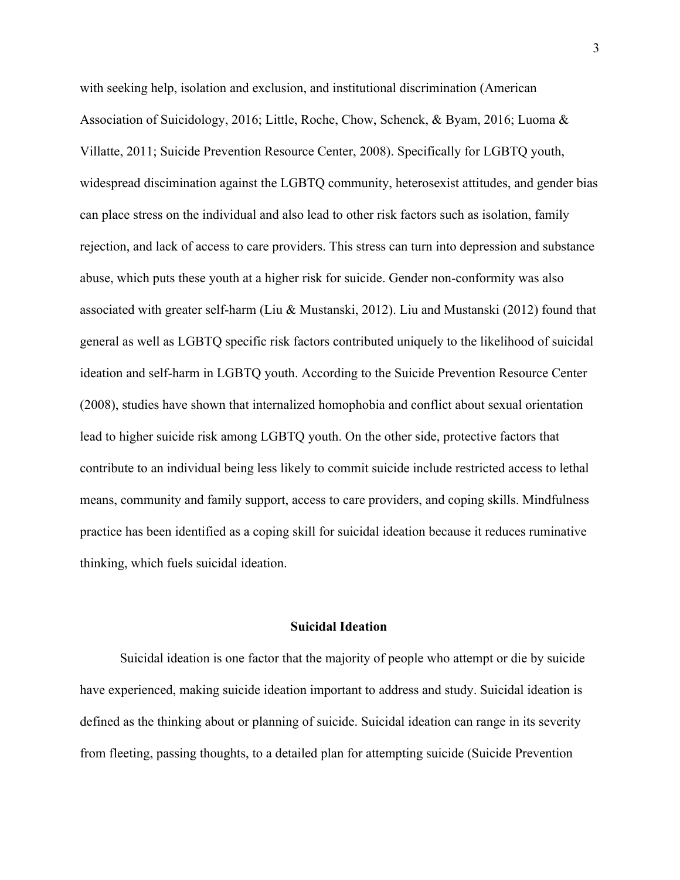with seeking help, isolation and exclusion, and institutional discrimination (American Association of Suicidology, 2016; Little, Roche, Chow, Schenck, & Byam, 2016; Luoma & Villatte, 2011; Suicide Prevention Resource Center, 2008). Specifically for LGBTQ youth, widespread discimination against the LGBTQ community, heterosexist attitudes, and gender bias can place stress on the individual and also lead to other risk factors such as isolation, family rejection, and lack of access to care providers. This stress can turn into depression and substance abuse, which puts these youth at a higher risk for suicide. Gender non-conformity was also associated with greater self-harm (Liu & Mustanski, 2012). Liu and Mustanski (2012) found that general as well as LGBTQ specific risk factors contributed uniquely to the likelihood of suicidal ideation and self-harm in LGBTQ youth. According to the Suicide Prevention Resource Center (2008), studies have shown that internalized homophobia and conflict about sexual orientation lead to higher suicide risk among LGBTQ youth. On the other side, protective factors that contribute to an individual being less likely to commit suicide include restricted access to lethal means, community and family support, access to care providers, and coping skills. Mindfulness practice has been identified as a coping skill for suicidal ideation because it reduces ruminative thinking, which fuels suicidal ideation.

## Suicidal Ideation

Suicidal ideation is one factor that the majority of people who attempt or die by suicide have experienced, making suicide ideation important to address and study. Suicidal ideation is defined as the thinking about or planning of suicide. Suicidal ideation can range in its severity from fleeting, passing thoughts, to a detailed plan for attempting suicide (Suicide Prevention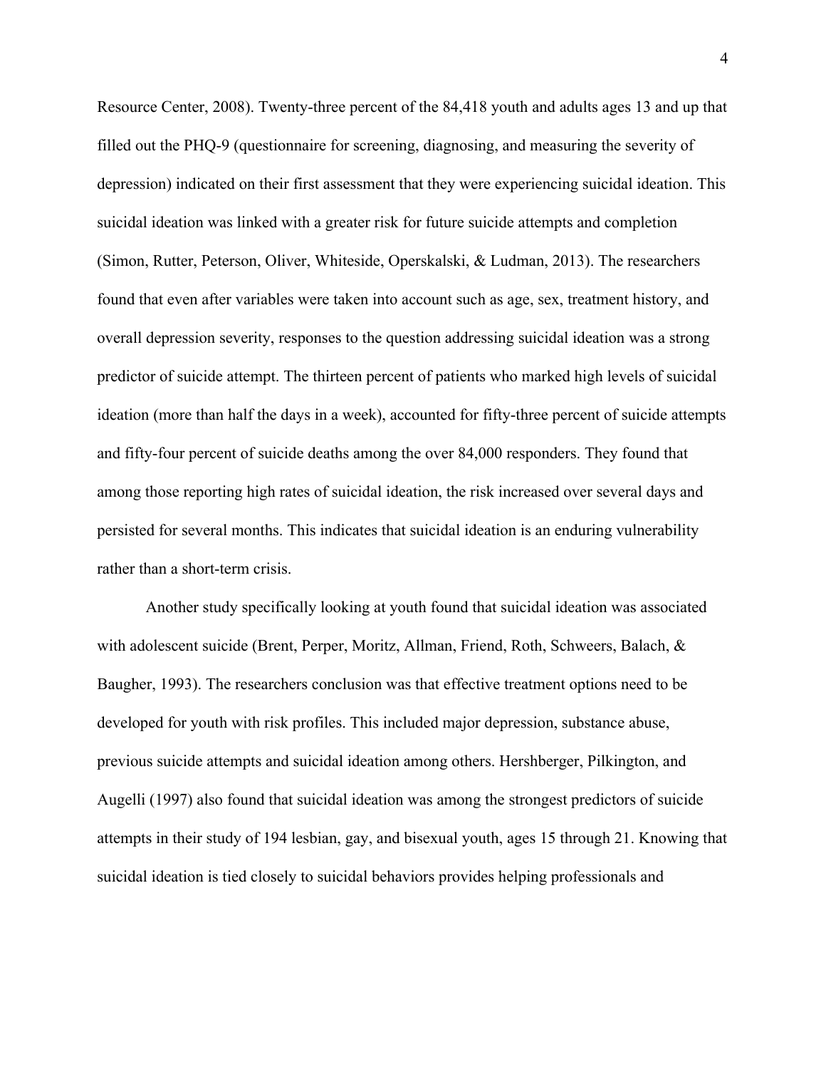Resource Center, 2008). Twenty-three percent of the 84,418 youth and adults ages 13 and up that filled out the PHQ-9 (questionnaire for screening, diagnosing, and measuring the severity of depression) indicated on their first assessment that they were experiencing suicidal ideation. This suicidal ideation was linked with a greater risk for future suicide attempts and completion (Simon, Rutter, Peterson, Oliver, Whiteside, Operskalski, & Ludman, 2013). The researchers found that even after variables were taken into account such as age, sex, treatment history, and overall depression severity, responses to the question addressing suicidal ideation was a strong predictor of suicide attempt. The thirteen percent of patients who marked high levels of suicidal ideation (more than half the days in a week), accounted for fifty-three percent of suicide attempts and fifty-four percent of suicide deaths among the over 84,000 responders. They found that among those reporting high rates of suicidal ideation, the risk increased over several days and persisted for several months. This indicates that suicidal ideation is an enduring vulnerability rather than a short-term crisis.

Another study specifically looking at youth found that suicidal ideation was associated with adolescent suicide (Brent, Perper, Moritz, Allman, Friend, Roth, Schweers, Balach, & Baugher, 1993). The researchers conclusion was that effective treatment options need to be developed for youth with risk profiles. This included major depression, substance abuse, previous suicide attempts and suicidal ideation among others. Hershberger, Pilkington, and Augelli (1997) also found that suicidal ideation was among the strongest predictors of suicide attempts in their study of 194 lesbian, gay, and bisexual youth, ages 15 through 21. Knowing that suicidal ideation is tied closely to suicidal behaviors provides helping professionals and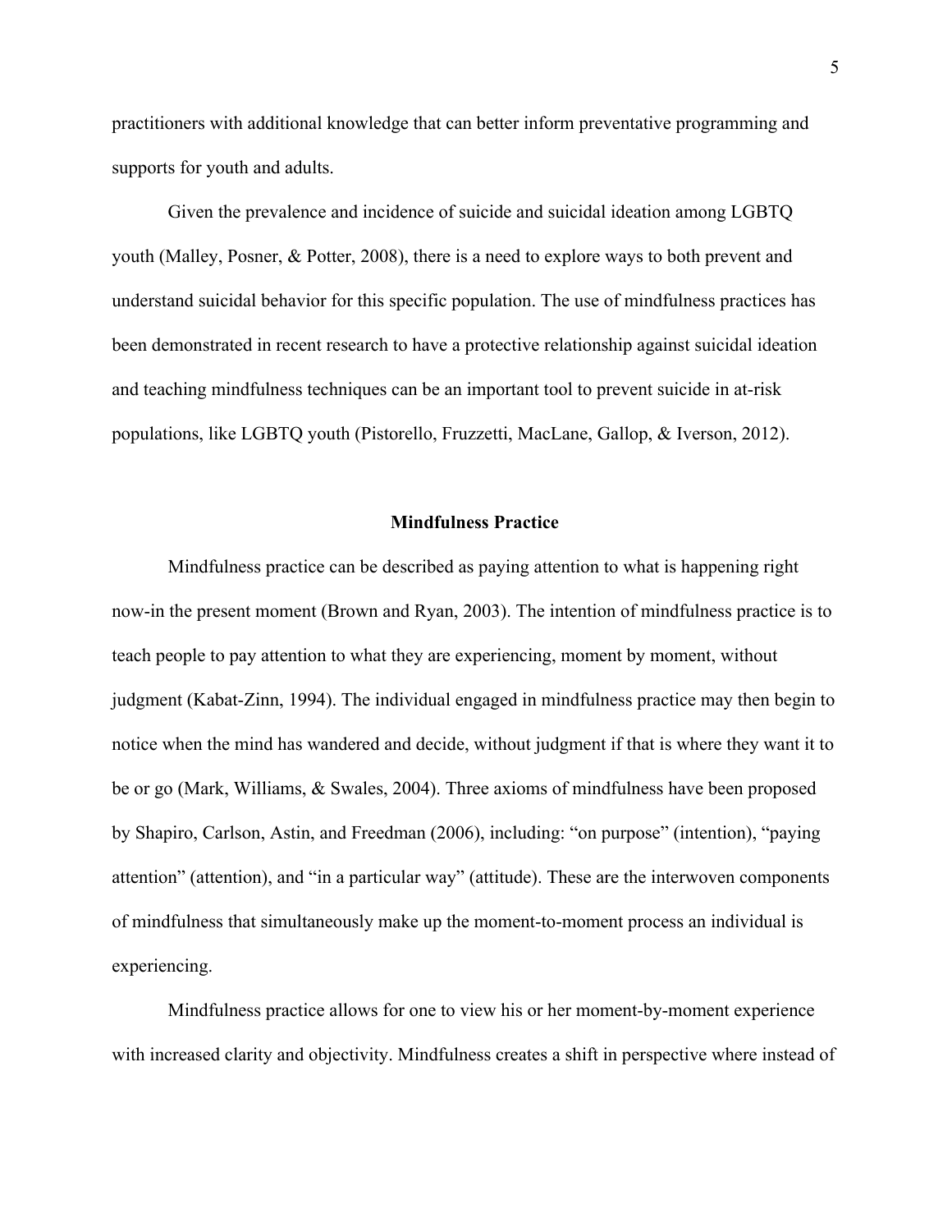practitioners with additional knowledge that can better inform preventative programming and supports for youth and adults.

Given the prevalence and incidence of suicide and suicidal ideation among LGBTQ youth (Malley, Posner, & Potter, 2008), there is a need to explore ways to both prevent and understand suicidal behavior for this specific population. The use of mindfulness practices has been demonstrated in recent research to have a protective relationship against suicidal ideation and teaching mindfulness techniques can be an important tool to prevent suicide in at-risk populations, like LGBTQ youth (Pistorello, Fruzzetti, MacLane, Gallop, & Iverson, 2012).

## Mindfulness Practice

Mindfulness practice can be described as paying attention to what is happening right now-in the present moment (Brown and Ryan, 2003). The intention of mindfulness practice is to teach people to pay attention to what they are experiencing, moment by moment, without judgment (Kabat-Zinn, 1994). The individual engaged in mindfulness practice may then begin to notice when the mind has wandered and decide, without judgment if that is where they want it to be or go (Mark, Williams, & Swales, 2004). Three axioms of mindfulness have been proposed by Shapiro, Carlson, Astin, and Freedman (2006), including: "on purpose" (intention), "paying attention" (attention), and "in a particular way" (attitude). These are the interwoven components of mindfulness that simultaneously make up the moment-to-moment process an individual is experiencing.

Mindfulness practice allows for one to view his or her moment-by-moment experience with increased clarity and objectivity. Mindfulness creates a shift in perspective where instead of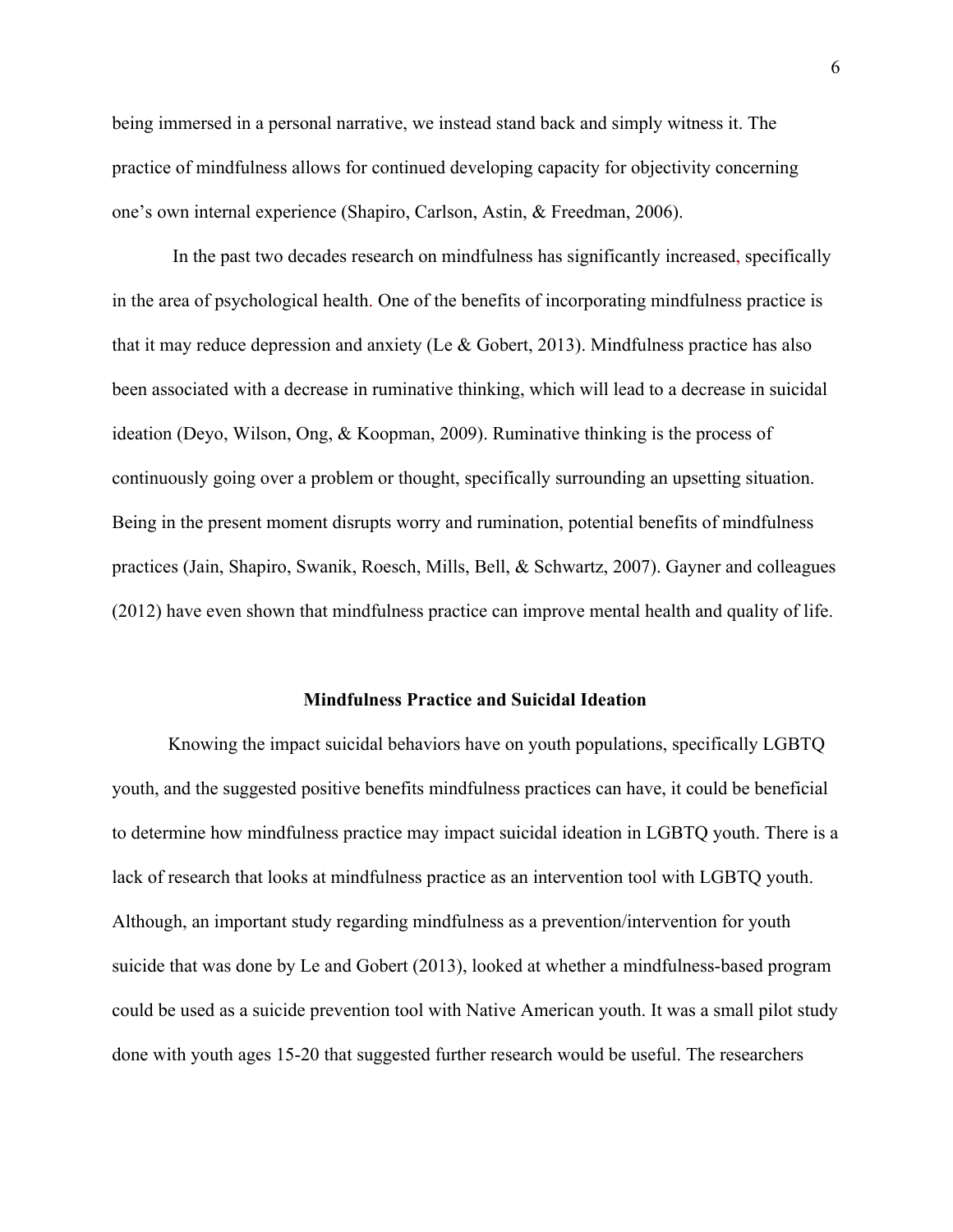being immersed in a personal narrative, we instead stand back and simply witness it. The practice of mindfulness allows for continued developing capacity for objectivity concerning one's own internal experience (Shapiro, Carlson, Astin, & Freedman, 2006).

In the past two decades research on mindfulness has significantly increased, specifically in the area of psychological health. One of the benefits of incorporating mindfulness practice is that it may reduce depression and anxiety (Le & Gobert, 2013). Mindfulness practice has also been associated with a decrease in ruminative thinking, which will lead to a decrease in suicidal ideation (Deyo, Wilson, Ong, & Koopman, 2009). Ruminative thinking is the process of continuously going over a problem or thought, specifically surrounding an upsetting situation. Being in the present moment disrupts worry and rumination, potential benefits of mindfulness practices (Jain, Shapiro, Swanik, Roesch, Mills, Bell, & Schwartz, 2007). Gayner and colleagues (2012) have even shown that mindfulness practice can improve mental health and quality of life.

## Mindfulness Practice and Suicidal Ideation

Knowing the impact suicidal behaviors have on youth populations, specifically LGBTQ youth, and the suggested positive benefits mindfulness practices can have, it could be beneficial to determine how mindfulness practice may impact suicidal ideation in LGBTQ youth. There is a lack of research that looks at mindfulness practice as an intervention tool with LGBTQ youth. Although, an important study regarding mindfulness as a prevention/intervention for youth suicide that was done by Le and Gobert (2013), looked at whether a mindfulness-based program could be used as a suicide prevention tool with Native American youth. It was a small pilot study done with youth ages 15-20 that suggested further research would be useful. The researchers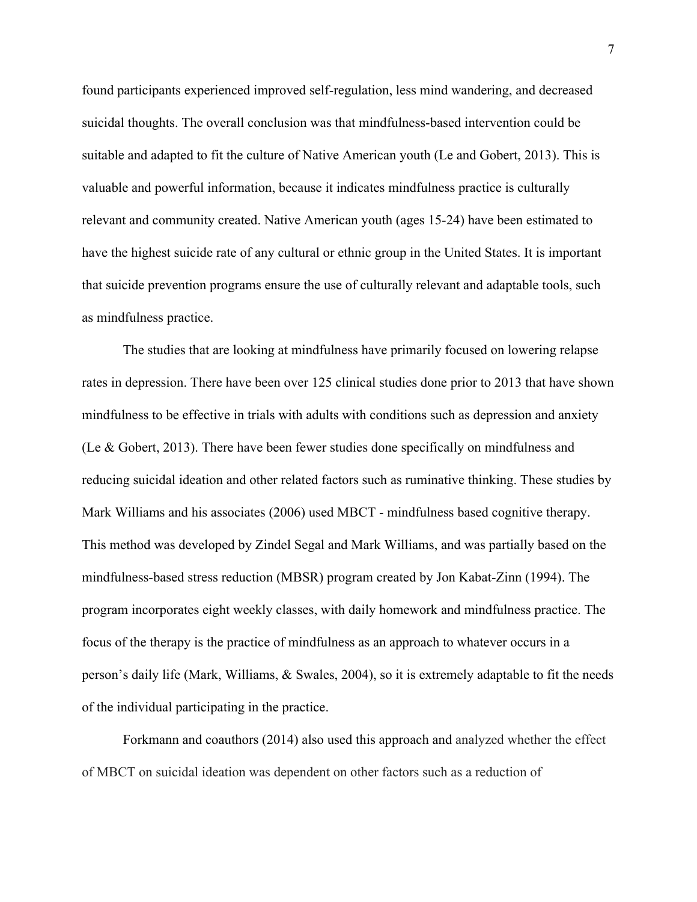found participants experienced improved self-regulation, less mind wandering, and decreased suicidal thoughts. The overall conclusion was that mindfulness-based intervention could be suitable and adapted to fit the culture of Native American youth (Le and Gobert, 2013). This is valuable and powerful information, because it indicates mindfulness practice is culturally relevant and community created. Native American youth (ages 15-24) have been estimated to have the highest suicide rate of any cultural or ethnic group in the United States. It is important that suicide prevention programs ensure the use of culturally relevant and adaptable tools, such as mindfulness practice.

The studies that are looking at mindfulness have primarily focused on lowering relapse rates in depression. There have been over 125 clinical studies done prior to 2013 that have shown mindfulness to be effective in trials with adults with conditions such as depression and anxiety (Le & Gobert, 2013). There have been fewer studies done specifically on mindfulness and reducing suicidal ideation and other related factors such as ruminative thinking. These studies by Mark Williams and his associates (2006) used MBCT - mindfulness based cognitive therapy. This method was developed by Zindel Segal and Mark Williams, and was partially based on the mindfulness-based stress reduction (MBSR) program created by Jon Kabat-Zinn (1994). The program incorporates eight weekly classes, with daily homework and mindfulness practice. The focus of the therapy is the practice of mindfulness as an approach to whatever occurs in a person's daily life (Mark, Williams, & Swales, 2004), so it is extremely adaptable to fit the needs of the individual participating in the practice.

Forkmann and coauthors (2014) also used this approach and analyzed whether the effect of MBCT on suicidal ideation was dependent on other factors such as a reduction of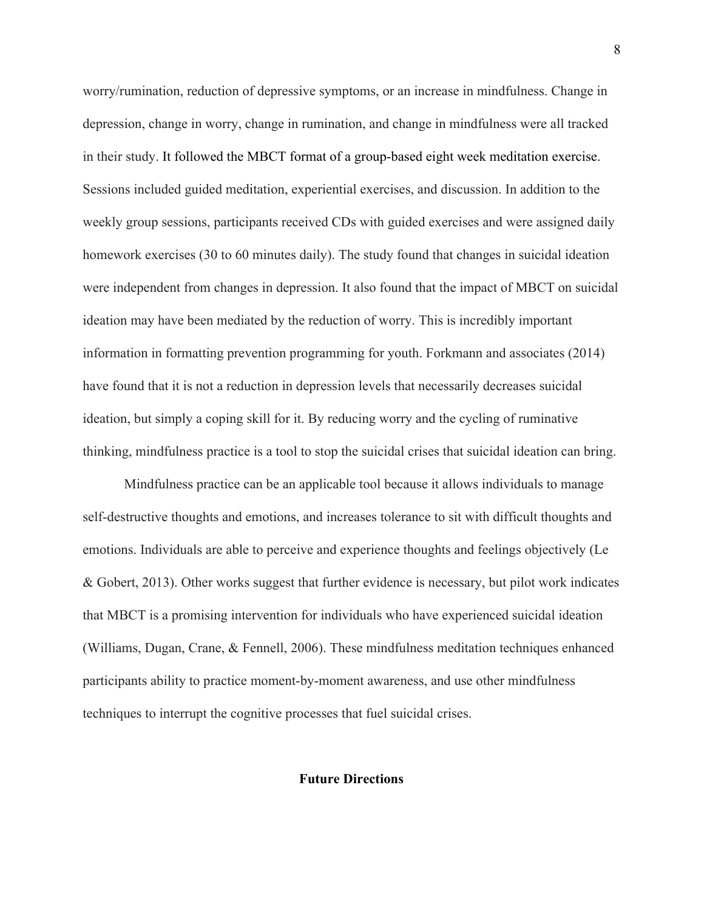worry/rumination, reduction of depressive symptoms, or an increase in mindfulness. Change in depression, change in worry, change in rumination, and change in mindfulness were all tracked in their study. It followed the MBCT format of a group-based eight week meditation exercise. Sessions included guided meditation, experiential exercises, and discussion. In addition to the weekly group sessions, participants received CDs with guided exercises and were assigned daily homework exercises (30 to 60 minutes daily). The study found that changes in suicidal ideation were independent from changes in depression. It also found that the impact of MBCT on suicidal ideation may have been mediated by the reduction of worry. This is incredibly important information in formatting prevention programming for youth. Forkmann and associates (2014) have found that it is not a reduction in depression levels that necessarily decreases suicidal ideation, but simply a coping skill for it. By reducing worry and the cycling of ruminative thinking, mindfulness practice is a tool to stop the suicidal crises that suicidal ideation can bring.

Mindfulness practice can be an applicable tool because it allows individuals to manage self-destructive thoughts and emotions, and increases tolerance to sit with difficult thoughts and emotions. Individuals are able to perceive and experience thoughts and feelings objectively (Le & Gobert, 2013). Other works suggest that further evidence is necessary, but pilot work indicates that MBCT is a promising intervention for individuals who have experienced suicidal ideation (Williams, Dugan, Crane, & Fennell, 2006). These mindfulness meditation techniques enhanced participants ability to practice moment-by-moment awareness, and use other mindfulness techniques to interrupt the cognitive processes that fuel suicidal crises.

## Future Directions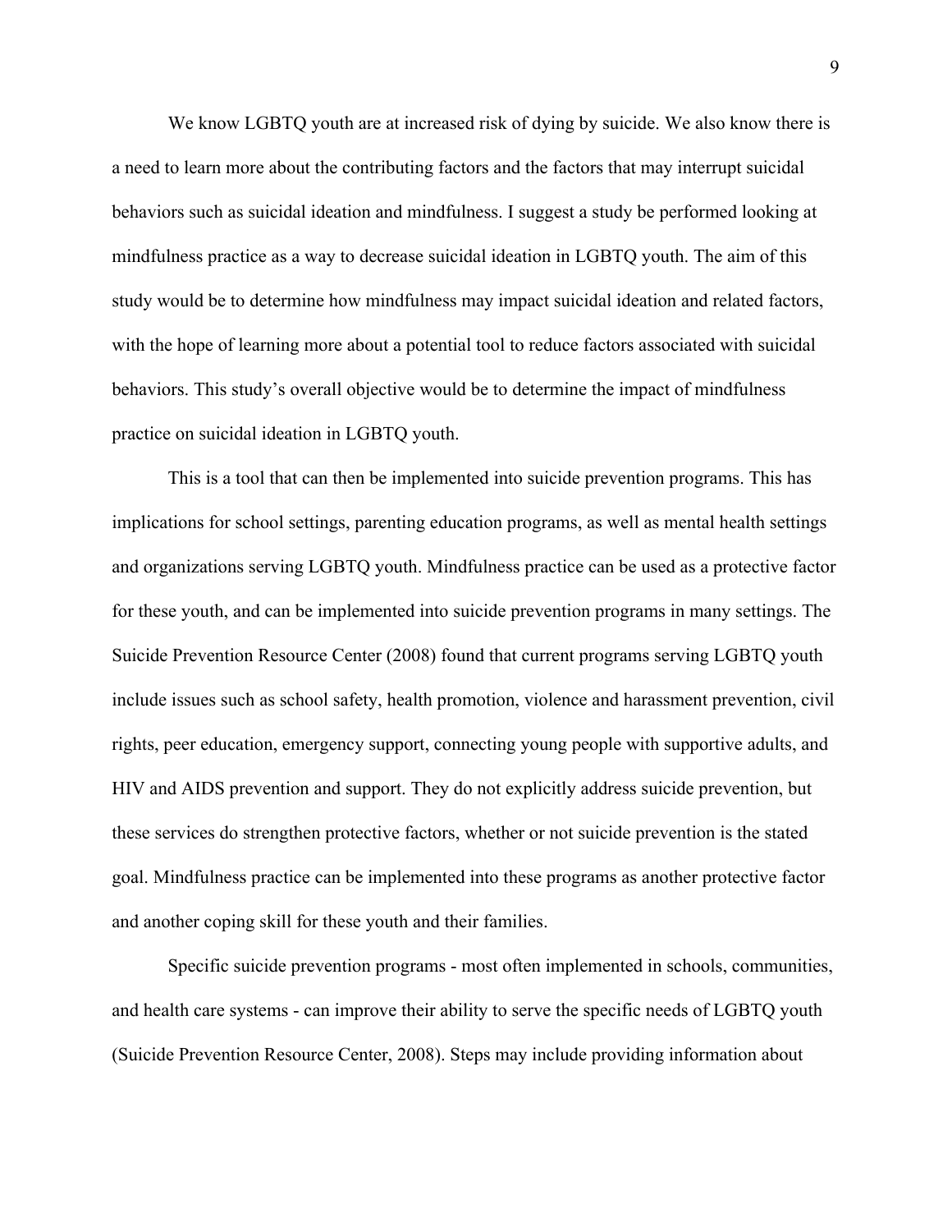We know LGBTQ youth are at increased risk of dying by suicide. We also know there is a need to learn more about the contributing factors and the factors that may interrupt suicidal behaviors such as suicidal ideation and mindfulness. I suggest a study be performed looking at mindfulness practice as a way to decrease suicidal ideation in LGBTQ youth. The aim of this study would be to determine how mindfulness may impact suicidal ideation and related factors, with the hope of learning more about a potential tool to reduce factors associated with suicidal behaviors. This study's overall objective would be to determine the impact of mindfulness practice on suicidal ideation in LGBTQ youth.

This is a tool that can then be implemented into suicide prevention programs. This has implications for school settings, parenting education programs, as well as mental health settings and organizations serving LGBTQ youth. Mindfulness practice can be used as a protective factor for these youth, and can be implemented into suicide prevention programs in many settings. The Suicide Prevention Resource Center (2008) found that current programs serving LGBTQ youth include issues such as school safety, health promotion, violence and harassment prevention, civil rights, peer education, emergency support, connecting young people with supportive adults, and HIV and AIDS prevention and support. They do not explicitly address suicide prevention, but these services do strengthen protective factors, whether or not suicide prevention is the stated goal. Mindfulness practice can be implemented into these programs as another protective factor and another coping skill for these youth and their families.

Specific suicide prevention programs - most often implemented in schools, communities, and health care systems - can improve their ability to serve the specific needs of LGBTQ youth (Suicide Prevention Resource Center, 2008). Steps may include providing information about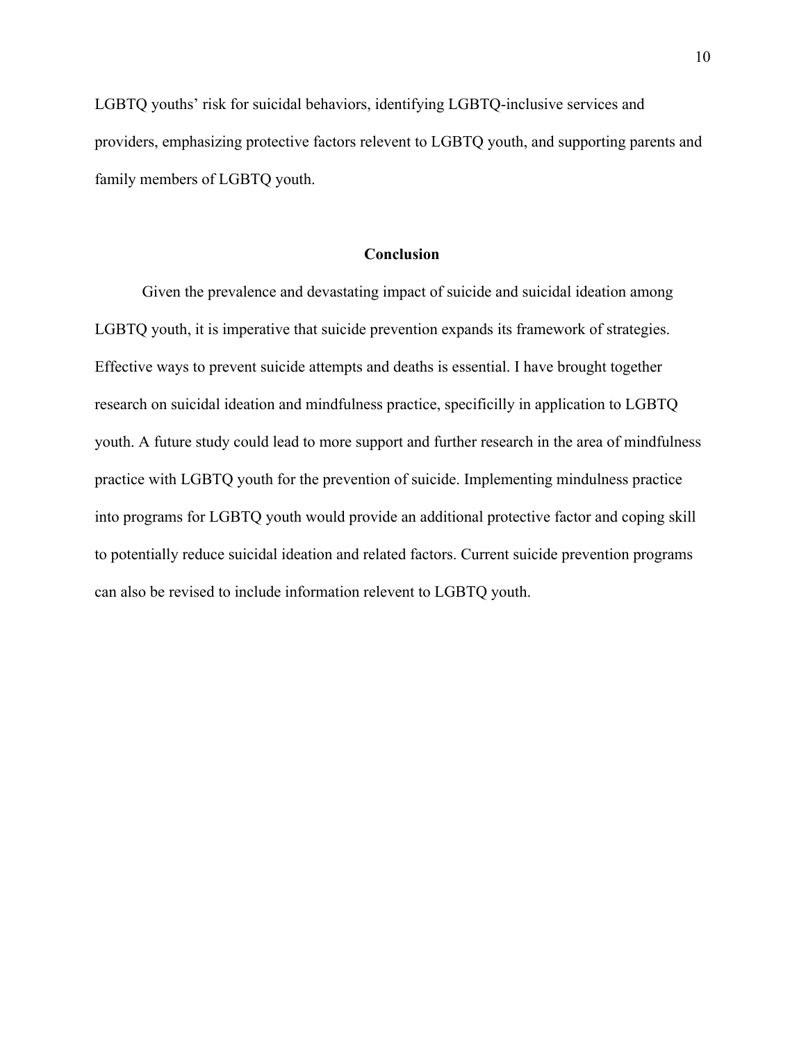LGBTQ youths' risk for suicidal behaviors, identifying LGBTQ-inclusive services and providers, emphasizing protective factors relevent to LGBTQ youth, and supporting parents and family members of LGBTQ youth.

## Conclusion

Given the prevalence and devastating impact of suicide and suicidal ideation among LGBTQ youth, it is imperative that suicide prevention expands its framework of strategies. Effective ways to prevent suicide attempts and deaths is essential. I have brought together research on suicidal ideation and mindfulness practice, specificilly in application to LGBTQ youth. A future study could lead to more support and further research in the area of mindfulness practice with LGBTQ youth for the prevention of suicide. Implementing mindulness practice into programs for LGBTQ youth would provide an additional protective factor and coping skill to potentially reduce suicidal ideation and related factors. Current suicide prevention programs can also be revised to include information relevent to LGBTQ youth.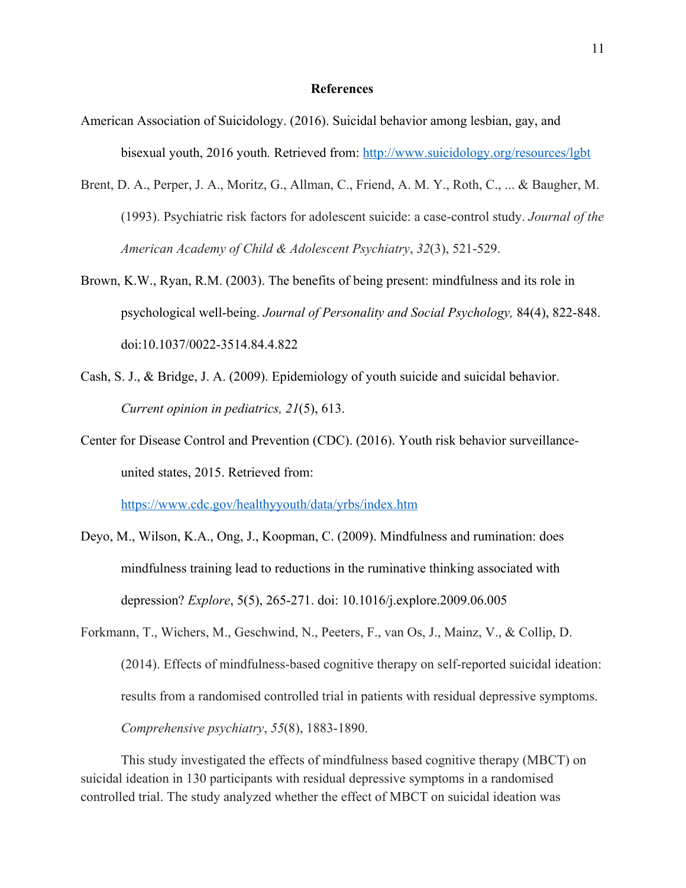## References

American Association of Suicidology. (2016). Suicidal behavior among lesbian, gay, and bisexual youth, 2016 youth. Retrieved from: http://www.suicidology.org/resources/lgbt

Brent, D. A., Perper, J. A., Moritz, G., Allman, C., Friend, A. M. Y., Roth, C., ... & Baugher, M. (1993). Psychiatric risk factors for adolescent suicide: a case-control study. *Journal of the American Academy of Child & Adolescent Psychiatry*, *32*(3), 521-529.

Brown, K.W., Ryan, R.M. (2003). The benefits of being present: mindfulness and its role in psychological well-being. *Journal of Personality and Social Psychology,* 84(4), 822-848. doi:10.1037/0022-3514.84.4.822

Cash, S. J., & Bridge, J. A. (2009). Epidemiology of youth suicide and suicidal behavior. *Current opinion in pediatrics, 21*(5), 613.

Center for Disease Control and Prevention (CDC). (2016). Youth risk behavior surveillance-united states, 2015. Retrieved from: https://www.cdc.gov/healthyyouth/data/yrbs/index.htm

Deyo, M., Wilson, K.A., Ong, J., Koopman, C. (2009). Mindfulness and rumination: does mindfulness training lead to reductions in the ruminative thinking associated with depression? *Explore*, 5(5), 265-271. doi: 10.1016/j.explore.2009.06.005

Forkmann, T., Wichers, M., Geschwind, N., Peeters, F., van Os, J., Mainz, V., & Collip, D. (2014). Effects of mindfulness-based cognitive therapy on self-reported suicidal ideation: results from a randomised controlled trial in patients with residual depressive symptoms. *Comprehensive psychiatry*, *55*(8), 1883-1890.

This study investigated the effects of mindfulness based cognitive therapy (MBCT) on suicidal ideation in 130 participants with residual depressive symptoms in a randomised controlled trial. The study analyzed whether the effect of MBCT on suicidal ideation was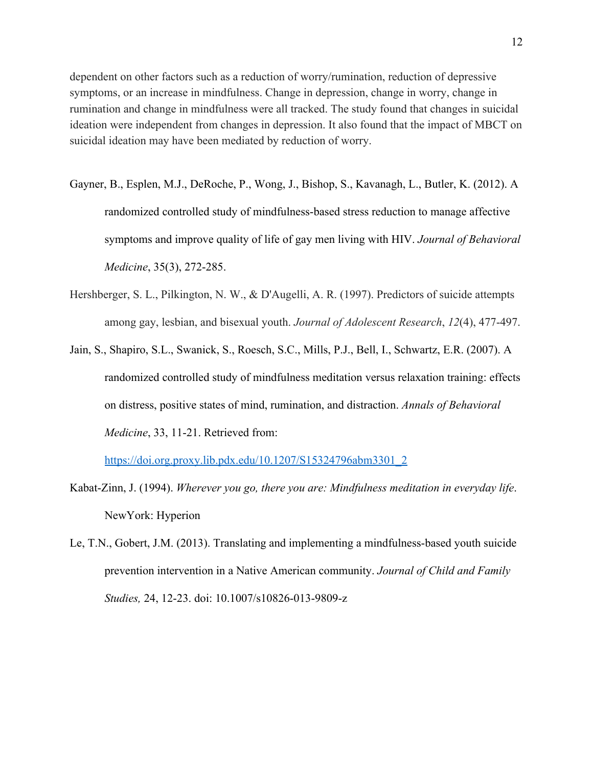dependent on other factors such as a reduction of worry/rumination, reduction of depressive symptoms, or an increase in mindfulness. Change in depression, change in worry, change in rumination and change in mindfulness were all tracked. The study found that changes in suicidal ideation were independent from changes in depression. It also found that the impact of MBCT on suicidal ideation may have been mediated by reduction of worry.

Gayner, B., Esplen, M.J., DeRoche, P., Wong, J., Bishop, S., Kavanagh, L., Butler, K. (2012). A randomized controlled study of mindfulness-based stress reduction to manage affective symptoms and improve quality of life of gay men living with HIV. *Journal of Behavioral Medicine*, 35(3), 272-285.

Hershberger, S. L., Pilkington, N. W., & D'Augelli, A. R. (1997). Predictors of suicide attempts among gay, lesbian, and bisexual youth. *Journal of Adolescent Research*, *12*(4), 477-497.

Jain, S., Shapiro, S.L., Swanick, S., Roesch, S.C., Mills, P.J., Bell, I., Schwartz, E.R. (2007). A randomized controlled study of mindfulness meditation versus relaxation training: effects on distress, positive states of mind, rumination, and distraction. *Annals of Behavioral Medicine*, 33, 11-21. Retrieved from: https://doi.org.proxy.lib.pdx.edu/10.1207/S15324796abm3301_2

Kabat-Zinn, J. (1994). *Wherever you go, there you are: Mindfulness meditation in everyday life*. NewYork: Hyperion

Le, T.N., Gobert, J.M. (2013). Translating and implementing a mindfulness-based youth suicide prevention intervention in a Native American community. *Journal of Child and Family Studies,* 24, 12-23. doi: 10.1007/s10826-013-9809-z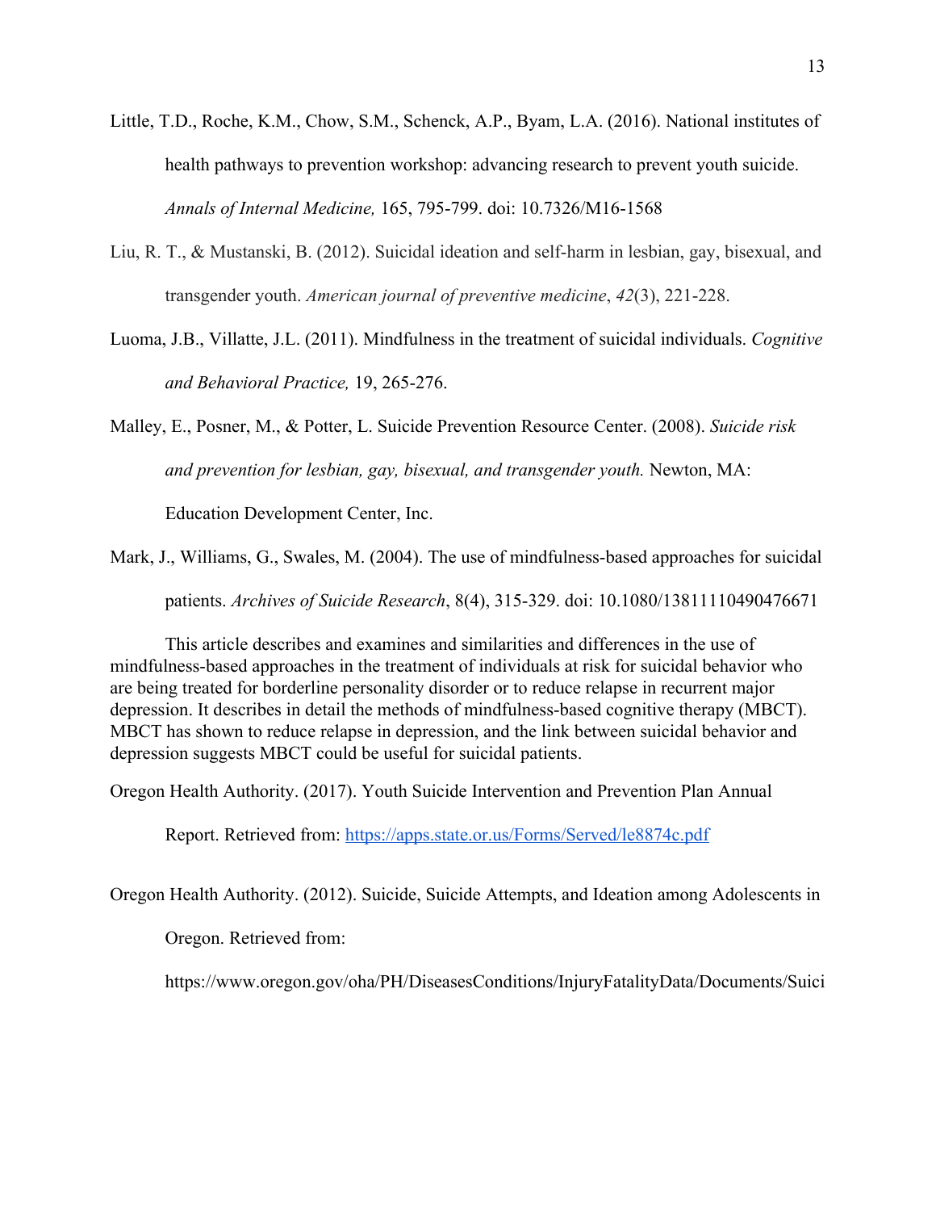Little, T.D., Roche, K.M., Chow, S.M., Schenck, A.P., Byam, L.A. (2016). National institutes of health pathways to prevention workshop: advancing research to prevent youth suicide. *Annals of Internal Medicine,* 165, 795-799. doi: 10.7326/M16-1568

Liu, R. T., & Mustanski, B. (2012). Suicidal ideation and self-harm in lesbian, gay, bisexual, and transgender youth. *American journal of preventive medicine*, *42*(3), 221-228.

Luoma, J.B., Villatte, J.L. (2011). Mindfulness in the treatment of suicidal individuals. *Cognitive and Behavioral Practice,* 19, 265-276.

Malley, E., Posner, M., & Potter, L. Suicide Prevention Resource Center. (2008). *Suicide risk and prevention for lesbian, gay, bisexual, and transgender youth.* Newton, MA: Education Development Center, Inc.

Mark, J., Williams, G., Swales, M. (2004). The use of mindfulness-based approaches for suicidal patients. *Archives of Suicide Research*, 8(4), 315-329. doi: 10.1080/13811110490476671

This article describes and examines and similarities and differences in the use of mindfulness-based approaches in the treatment of individuals at risk for suicidal behavior who are being treated for borderline personality disorder or to reduce relapse in recurrent major depression. It describes in detail the methods of mindfulness-based cognitive therapy (MBCT). MBCT has shown to reduce relapse in depression, and the link between suicidal behavior and depression suggests MBCT could be useful for suicidal patients.

Oregon Health Authority. (2017). Youth Suicide Intervention and Prevention Plan Annual Report. Retrieved from: https://apps.state.or.us/Forms/Served/le8874c.pdf

Oregon Health Authority. (2012). Suicide, Suicide Attempts, and Ideation among Adolescents in Oregon. Retrieved from: https://www.oregon.gov/oha/PH/DiseasesConditions/InjuryFatalityData/Documents/Suici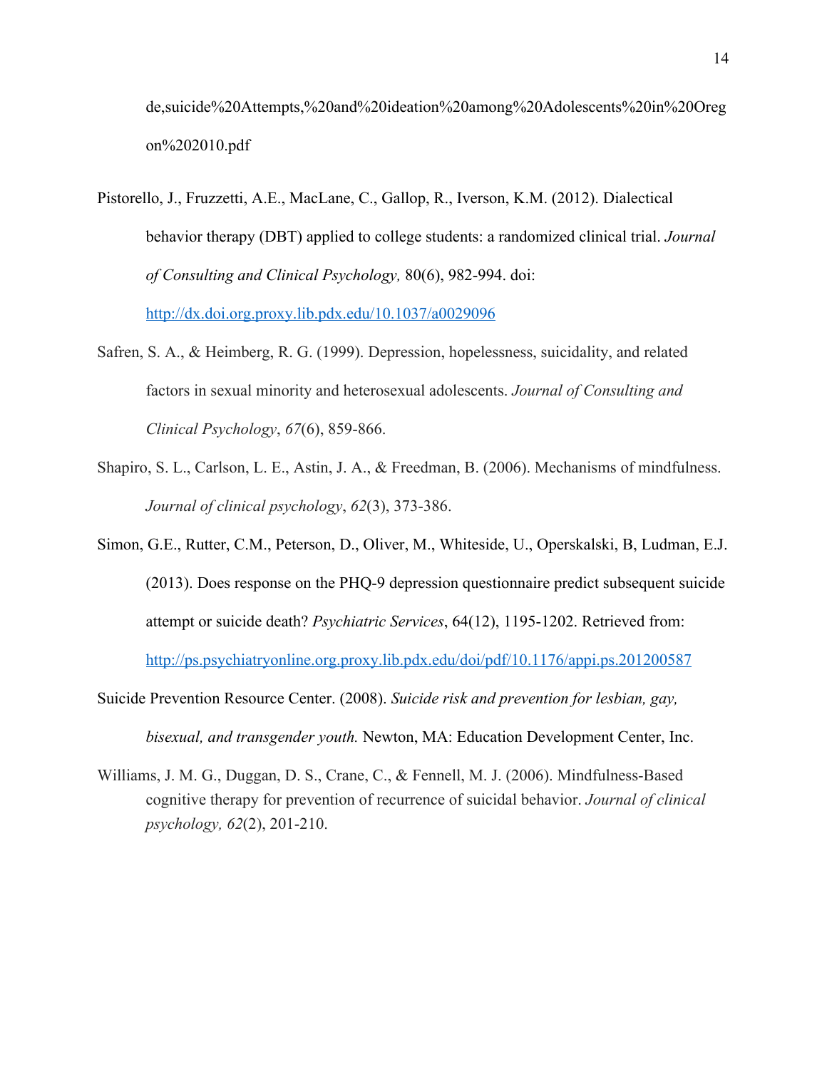de,suicide%20Attempts,%20and%20ideation%20among%20Adolescents%20in%20Oregon%202010.pdf

Pistorello, J., Fruzzetti, A.E., MacLane, C., Gallop, R., Iverson, K.M. (2012). Dialectical behavior therapy (DBT) applied to college students: a randomized clinical trial. *Journal of Consulting and Clinical Psychology,* 80(6), 982-994. doi: http://dx.doi.org.proxy.lib.pdx.edu/10.1037/a0029096

Safren, S. A., & Heimberg, R. G. (1999). Depression, hopelessness, suicidality, and related factors in sexual minority and heterosexual adolescents. *Journal of Consulting and Clinical Psychology*, *67*(6), 859-866.

Shapiro, S. L., Carlson, L. E., Astin, J. A., & Freedman, B. (2006). Mechanisms of mindfulness. *Journal of clinical psychology*, *62*(3), 373-386.

Simon, G.E., Rutter, C.M., Peterson, D., Oliver, M., Whiteside, U., Operskalski, B, Ludman, E.J. (2013). Does response on the PHQ-9 depression questionnaire predict subsequent suicide attempt or suicide death? *Psychiatric Services*, 64(12), 1195-1202. Retrieved from: http://ps.psychiatryonline.org.proxy.lib.pdx.edu/doi/pdf/10.1176/appi.ps.201200587

Suicide Prevention Resource Center. (2008). *Suicide risk and prevention for lesbian, gay, bisexual, and transgender youth.* Newton, MA: Education Development Center, Inc.

Williams, J. M. G., Duggan, D. S., Crane, C., & Fennell, M. J. (2006). Mindfulness-Based cognitive therapy for prevention of recurrence of suicidal behavior. *Journal of clinical psychology, 62*(2), 201-210.